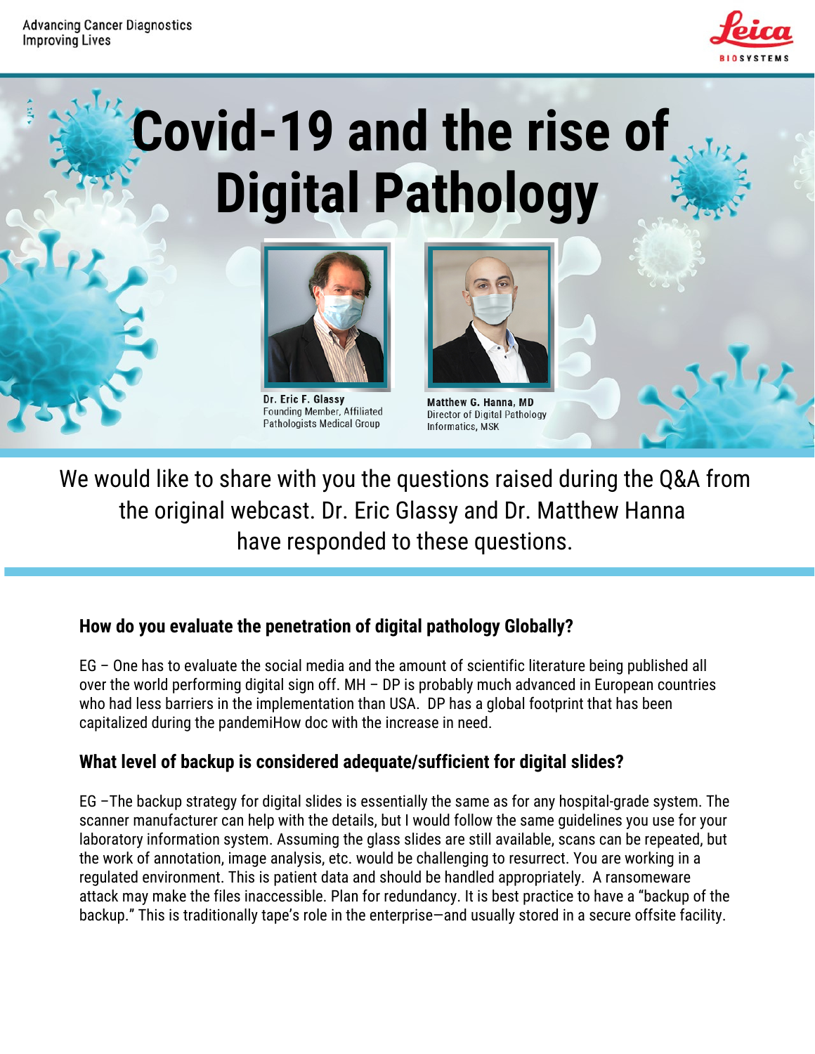Advancing Cancer Diagnostics
Improving Lives

# Covid-19 and the rise of Digital Pathology

**Dr. Eric F. Glassy**
Founding Member, Affiliated Pathologists Medical Group

**Matthew G. Hanna, MD**
Director of Digital Pathology Informatics, MSK

We would like to share with you the questions raised during the Q&A from the original webcast. Dr. Eric Glassy and Dr. Matthew Hanna have responded to these questions.

### How do you evaluate the penetration of digital pathology Globally?

EG – One has to evaluate the social media and the amount of scientific literature being published all over the world performing digital sign off. MH – DP is probably much advanced in European countries who had less barriers in the implementation than USA. DP has a global footprint that has been capitalized during the pandemiHow doc with the increase in need.

### What level of backup is considered adequate/sufficient for digital slides?

EG –The backup strategy for digital slides is essentially the same as for any hospital-grade system. The scanner manufacturer can help with the details, but I would follow the same guidelines you use for your laboratory information system. Assuming the glass slides are still available, scans can be repeated, but the work of annotation, image analysis, etc. would be challenging to resurrect. You are working in a regulated environment. This is patient data and should be handled appropriately. A ransomeware attack may make the files inaccessible. Plan for redundancy. It is best practice to have a "backup of the backup." This is traditionally tape's role in the enterprise—and usually stored in a secure offsite facility.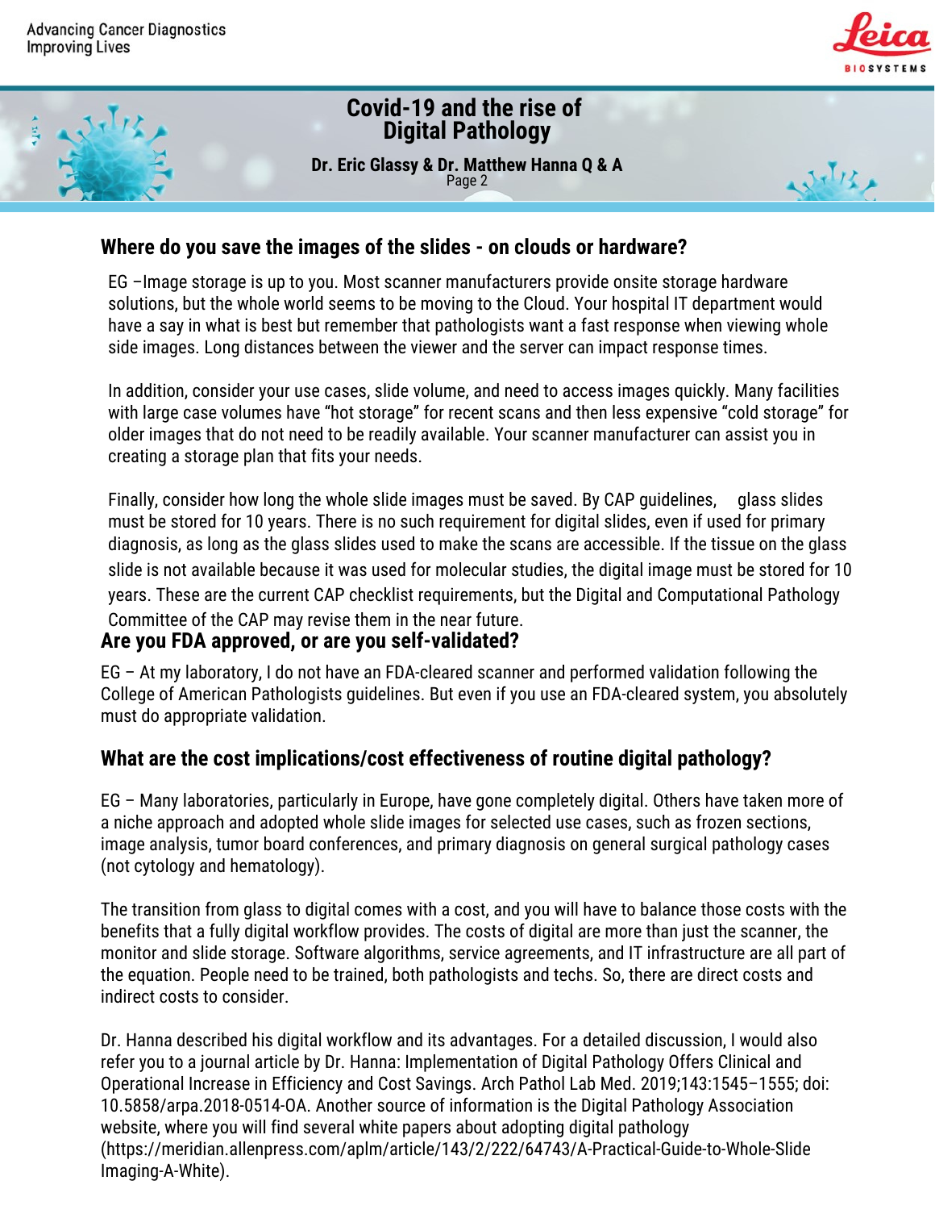## Where do you save the images of the slides - on clouds or hardware?

EG –Image storage is up to you. Most scanner manufacturers provide onsite storage hardware solutions, but the whole world seems to be moving to the Cloud. Your hospital IT department would have a say in what is best but remember that pathologists want a fast response when viewing whole side images. Long distances between the viewer and the server can impact response times.

In addition, consider your use cases, slide volume, and need to access images quickly. Many facilities with large case volumes have "hot storage" for recent scans and then less expensive "cold storage" for older images that do not need to be readily available. Your scanner manufacturer can assist you in creating a storage plan that fits your needs.

Finally, consider how long the whole slide images must be saved. By CAP guidelines, glass slides must be stored for 10 years. There is no such requirement for digital slides, even if used for primary diagnosis, as long as the glass slides used to make the scans are accessible. If the tissue on the glass slide is not available because it was used for molecular studies, the digital image must be stored for 10 years. These are the current CAP checklist requirements, but the Digital and Computational Pathology Committee of the CAP may revise them in the near future.

## Are you FDA approved, or are you self-validated?

EG – At my laboratory, I do not have an FDA-cleared scanner and performed validation following the College of American Pathologists guidelines. But even if you use an FDA-cleared system, you absolutely must do appropriate validation.

## What are the cost implications/cost effectiveness of routine digital pathology?

EG – Many laboratories, particularly in Europe, have gone completely digital. Others have taken more of a niche approach and adopted whole slide images for selected use cases, such as frozen sections, image analysis, tumor board conferences, and primary diagnosis on general surgical pathology cases (not cytology and hematology).

The transition from glass to digital comes with a cost, and you will have to balance those costs with the benefits that a fully digital workflow provides. The costs of digital are more than just the scanner, the monitor and slide storage. Software algorithms, service agreements, and IT infrastructure are all part of the equation. People need to be trained, both pathologists and techs. So, there are direct costs and indirect costs to consider.

Dr. Hanna described his digital workflow and its advantages. For a detailed discussion, I would also refer you to a journal article by Dr. Hanna: Implementation of Digital Pathology Offers Clinical and Operational Increase in Efficiency and Cost Savings. Arch Pathol Lab Med. 2019;143:1545–1555; doi: 10.5858/arpa.2018-0514-OA. Another source of information is the Digital Pathology Association website, where you will find several white papers about adopting digital pathology (https://meridian.allenpress.com/aplm/article/143/2/222/64743/A-Practical-Guide-to-Whole-Slide-Imaging-A-White).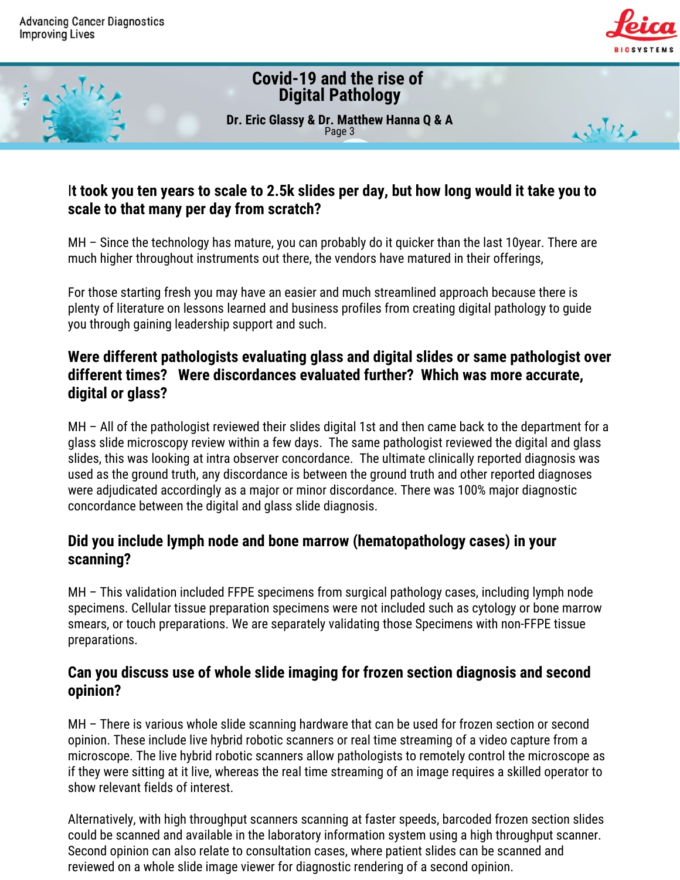## It took you ten years to scale to 2.5k slides per day, but how long would it take you to scale to that many per day from scratch?

MH – Since the technology has mature, you can probably do it quicker than the last 10year. There are much higher throughout instruments out there, the vendors have matured in their offerings,

For those starting fresh you may have an easier and much streamlined approach because there is plenty of literature on lessons learned and business profiles from creating digital pathology to guide you through gaining leadership support and such.

## Were different pathologists evaluating glass and digital slides or same pathologist over different times? Were discordances evaluated further? Which was more accurate, digital or glass?

MH – All of the pathologist reviewed their slides digital 1st and then came back to the department for a glass slide microscopy review within a few days. The same pathologist reviewed the digital and glass slides, this was looking at intra observer concordance. The ultimate clinically reported diagnosis was used as the ground truth, any discordance is between the ground truth and other reported diagnoses were adjudicated accordingly as a major or minor discordance. There was 100% major diagnostic concordance between the digital and glass slide diagnosis.

## Did you include lymph node and bone marrow (hematopathology cases) in your scanning?

MH – This validation included FFPE specimens from surgical pathology cases, including lymph node specimens. Cellular tissue preparation specimens were not included such as cytology or bone marrow smears, or touch preparations. We are separately validating those Specimens with non-FFPE tissue preparations.

## Can you discuss use of whole slide imaging for frozen section diagnosis and second opinion?

MH – There is various whole slide scanning hardware that can be used for frozen section or second opinion. These include live hybrid robotic scanners or real time streaming of a video capture from a microscope. The live hybrid robotic scanners allow pathologists to remotely control the microscope as if they were sitting at it live, whereas the real time streaming of an image requires a skilled operator to show relevant fields of interest.

Alternatively, with high throughput scanners scanning at faster speeds, barcoded frozen section slides could be scanned and available in the laboratory information system using a high throughput scanner. Second opinion can also relate to consultation cases, where patient slides can be scanned and reviewed on a whole slide image viewer for diagnostic rendering of a second opinion.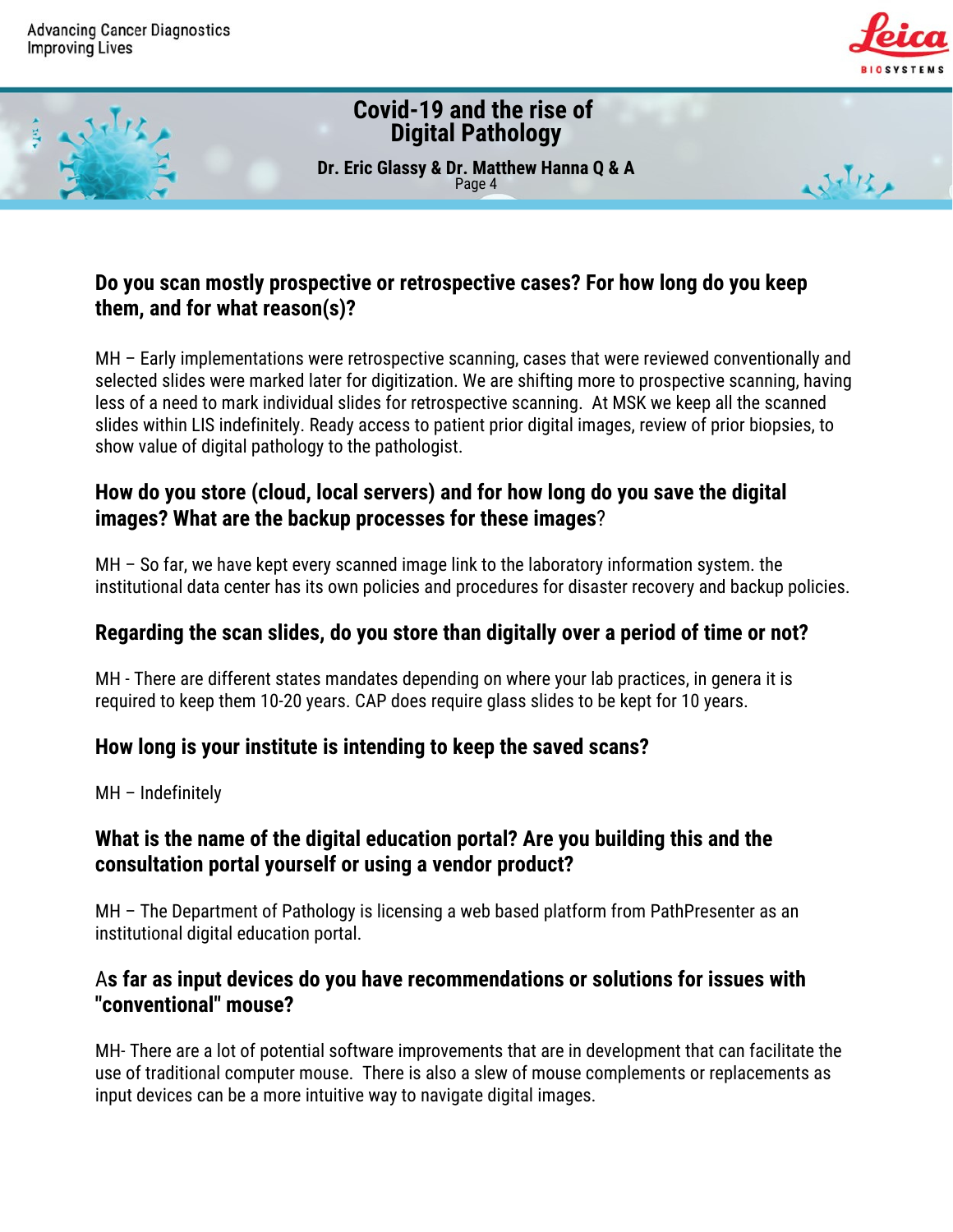## Do you scan mostly prospective or retrospective cases? For how long do you keep them, and for what reason(s)?

MH – Early implementations were retrospective scanning, cases that were reviewed conventionally and selected slides were marked later for digitization. We are shifting more to prospective scanning, having less of a need to mark individual slides for retrospective scanning. At MSK we keep all the scanned slides within LIS indefinitely. Ready access to patient prior digital images, review of prior biopsies, to show value of digital pathology to the pathologist.

## How do you store (cloud, local servers) and for how long do you save the digital images? What are the backup processes for these images?

MH – So far, we have kept every scanned image link to the laboratory information system. the institutional data center has its own policies and procedures for disaster recovery and backup policies.

## Regarding the scan slides, do you store than digitally over a period of time or not?

MH - There are different states mandates depending on where your lab practices, in genera it is required to keep them 10-20 years. CAP does require glass slides to be kept for 10 years.

## How long is your institute is intending to keep the saved scans?

MH – Indefinitely

## What is the name of the digital education portal? Are you building this and the consultation portal yourself or using a vendor product?

MH – The Department of Pathology is licensing a web based platform from PathPresenter as an institutional digital education portal.

## As far as input devices do you have recommendations or solutions for issues with "conventional" mouse?

MH- There are a lot of potential software improvements that are in development that can facilitate the use of traditional computer mouse. There is also a slew of mouse complements or replacements as input devices can be a more intuitive way to navigate digital images.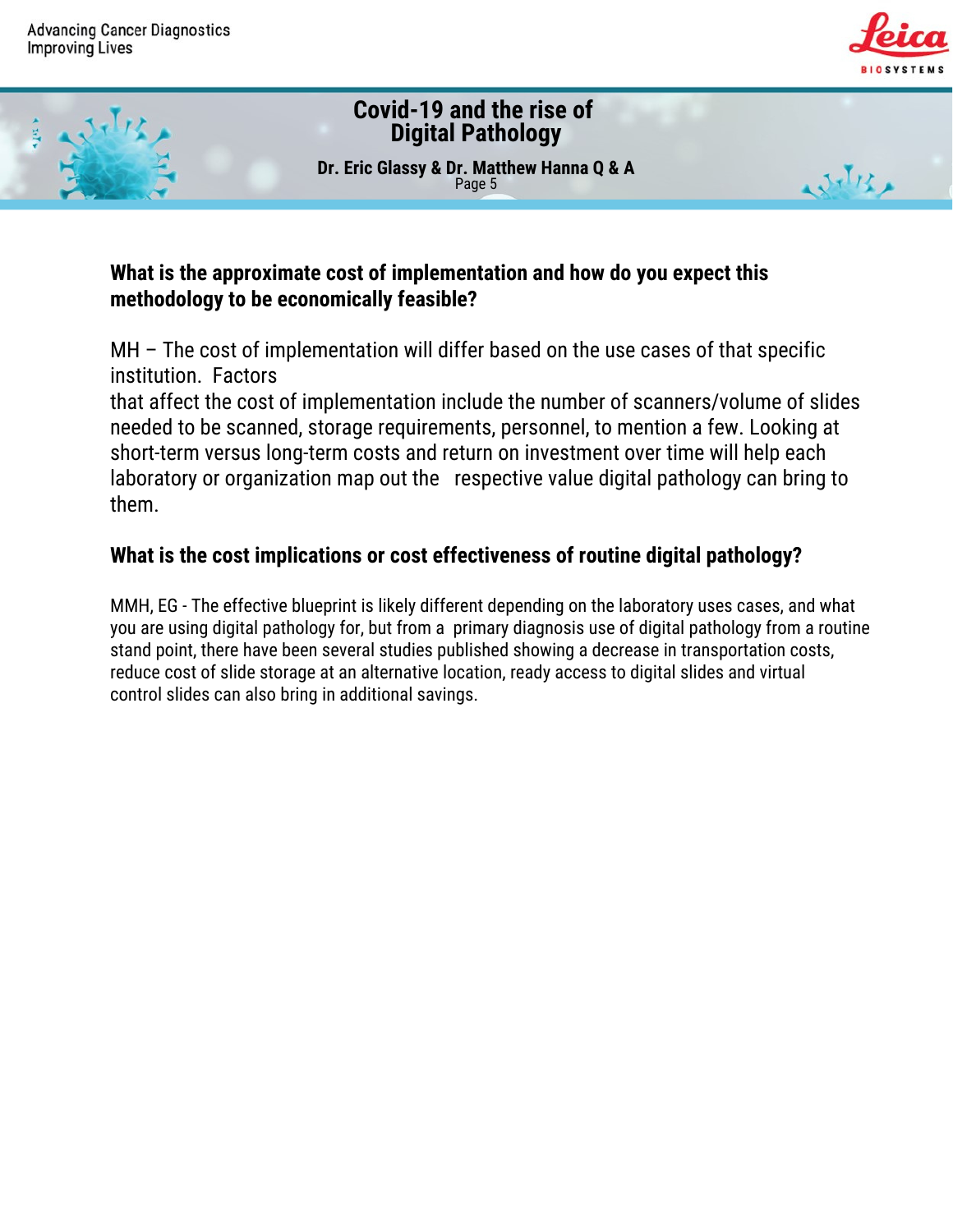**What is the approximate cost of implementation and how do you expect this methodology to be economically feasible?**

MH – The cost of implementation will differ based on the use cases of that specific institution. Factors that affect the cost of implementation include the number of scanners/volume of slides needed to be scanned, storage requirements, personnel, to mention a few. Looking at short-term versus long-term costs and return on investment over time will help each laboratory or organization map out the respective value digital pathology can bring to them.

**What is the cost implications or cost effectiveness of routine digital pathology?**

MMH, EG - The effective blueprint is likely different depending on the laboratory uses cases, and what you are using digital pathology for, but from a primary diagnosis use of digital pathology from a routine stand point, there have been several studies published showing a decrease in transportation costs, reduce cost of slide storage at an alternative location, ready access to digital slides and virtual control slides can also bring in additional savings.